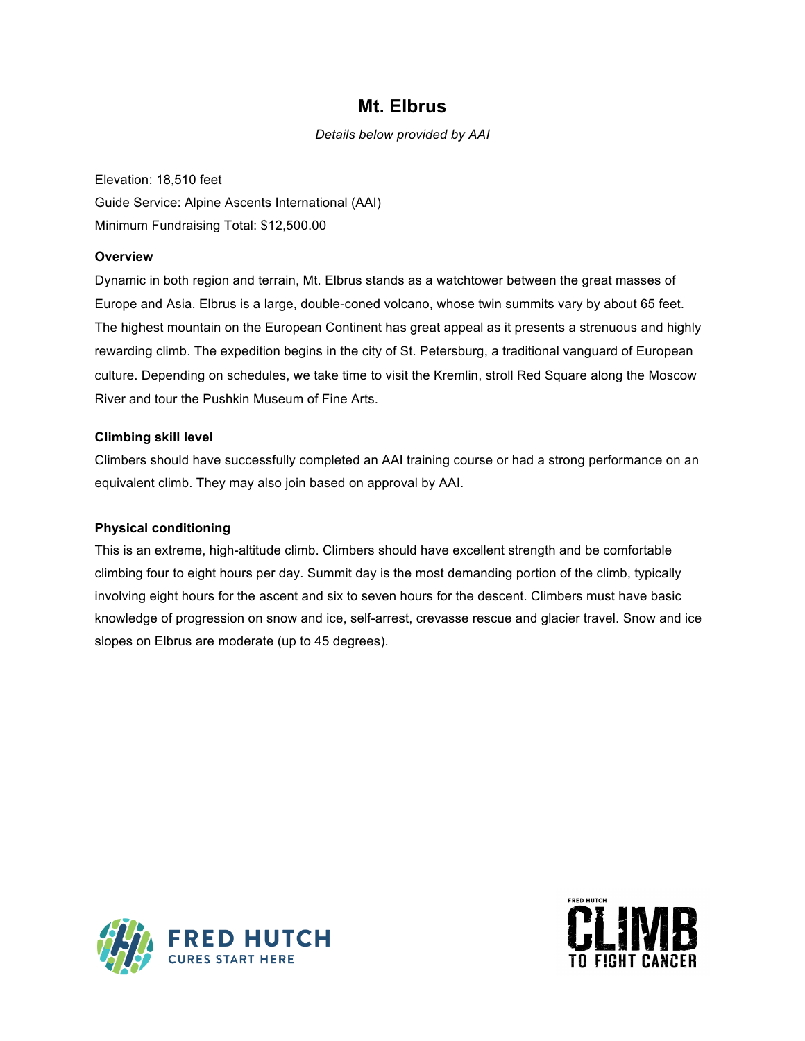# Mt. Elbrus

*Details below provided by AAI*

Elevation: 18,510 feet
Guide Service: Alpine Ascents International (AAI)
Minimum Fundraising Total: $12,500.00

**Overview**

Dynamic in both region and terrain, Mt. Elbrus stands as a watchtower between the great masses of Europe and Asia. Elbrus is a large, double-coned volcano, whose twin summits vary by about 65 feet. The highest mountain on the European Continent has great appeal as it presents a strenuous and highly rewarding climb. The expedition begins in the city of St. Petersburg, a traditional vanguard of European culture. Depending on schedules, we take time to visit the Kremlin, stroll Red Square along the Moscow River and tour the Pushkin Museum of Fine Arts.

**Climbing skill level**

Climbers should have successfully completed an AAI training course or had a strong performance on an equivalent climb. They may also join based on approval by AAI.

**Physical conditioning**

This is an extreme, high-altitude climb. Climbers should have excellent strength and be comfortable climbing four to eight hours per day. Summit day is the most demanding portion of the climb, typically involving eight hours for the ascent and six to seven hours for the descent. Climbers must have basic knowledge of progression on snow and ice, self-arrest, crevasse rescue and glacier travel. Snow and ice slopes on Elbrus are moderate (up to 45 degrees).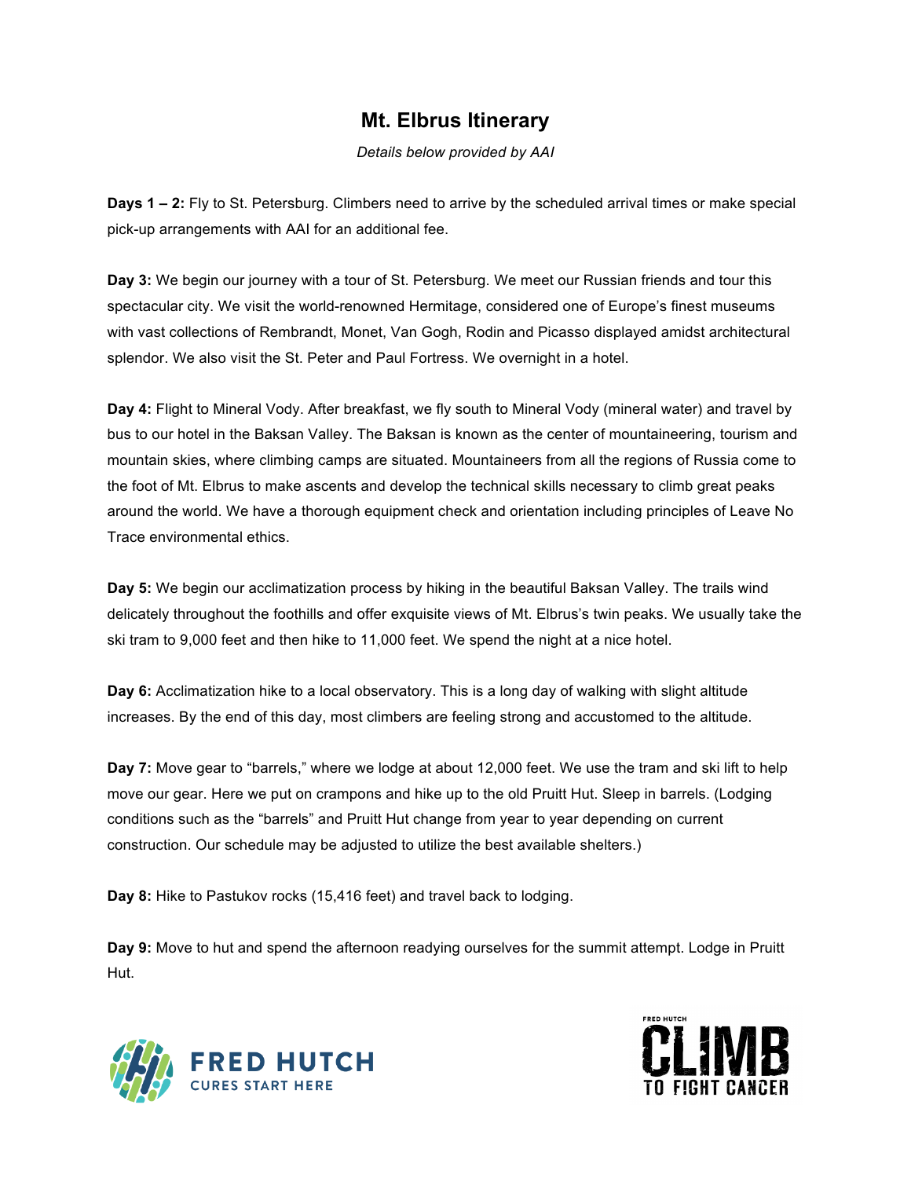# Mt. Elbrus Itinerary

*Details below provided by AAI*

**Days 1 – 2:** Fly to St. Petersburg. Climbers need to arrive by the scheduled arrival times or make special pick-up arrangements with AAI for an additional fee.

**Day 3:** We begin our journey with a tour of St. Petersburg. We meet our Russian friends and tour this spectacular city. We visit the world-renowned Hermitage, considered one of Europe's finest museums with vast collections of Rembrandt, Monet, Van Gogh, Rodin and Picasso displayed amidst architectural splendor. We also visit the St. Peter and Paul Fortress. We overnight in a hotel.

**Day 4:** Flight to Mineral Vody. After breakfast, we fly south to Mineral Vody (mineral water) and travel by bus to our hotel in the Baksan Valley. The Baksan is known as the center of mountaineering, tourism and mountain skies, where climbing camps are situated. Mountaineers from all the regions of Russia come to the foot of Mt. Elbrus to make ascents and develop the technical skills necessary to climb great peaks around the world. We have a thorough equipment check and orientation including principles of Leave No Trace environmental ethics.

**Day 5:** We begin our acclimatization process by hiking in the beautiful Baksan Valley. The trails wind delicately throughout the foothills and offer exquisite views of Mt. Elbrus's twin peaks. We usually take the ski tram to 9,000 feet and then hike to 11,000 feet. We spend the night at a nice hotel.

**Day 6:** Acclimatization hike to a local observatory. This is a long day of walking with slight altitude increases. By the end of this day, most climbers are feeling strong and accustomed to the altitude.

**Day 7:** Move gear to "barrels," where we lodge at about 12,000 feet. We use the tram and ski lift to help move our gear. Here we put on crampons and hike up to the old Pruitt Hut. Sleep in barrels. (Lodging conditions such as the "barrels" and Pruitt Hut change from year to year depending on current construction. Our schedule may be adjusted to utilize the best available shelters.)

**Day 8:** Hike to Pastukov rocks (15,416 feet) and travel back to lodging.

**Day 9:** Move to hut and spend the afternoon readying ourselves for the summit attempt. Lodge in Pruitt Hut.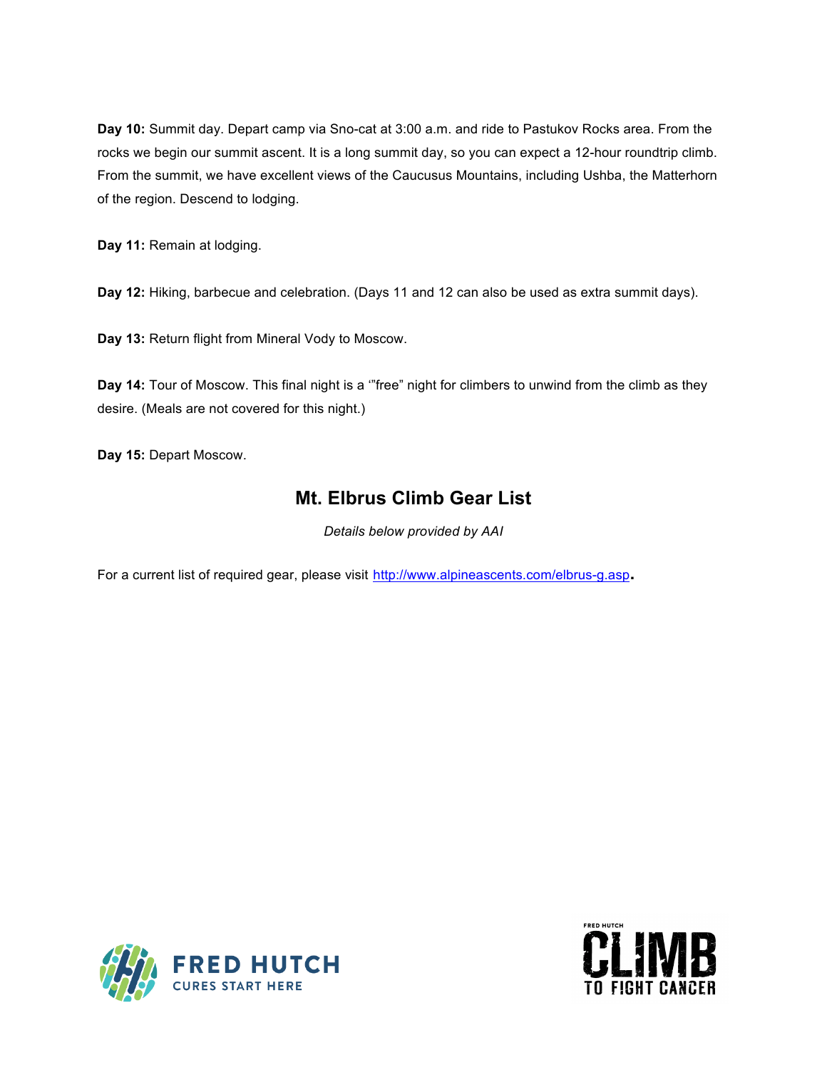**Day 10:** Summit day. Depart camp via Sno-cat at 3:00 a.m. and ride to Pastukov Rocks area. From the rocks we begin our summit ascent. It is a long summit day, so you can expect a 12-hour roundtrip climb. From the summit, we have excellent views of the Caucusus Mountains, including Ushba, the Matterhorn of the region. Descend to lodging.

**Day 11:** Remain at lodging.

**Day 12:** Hiking, barbecue and celebration. (Days 11 and 12 can also be used as extra summit days).

**Day 13:** Return flight from Mineral Vody to Moscow.

**Day 14:** Tour of Moscow. This final night is a '"free" night for climbers to unwind from the climb as they desire. (Meals are not covered for this night.)

**Day 15:** Depart Moscow.

## Mt. Elbrus Climb Gear List

*Details below provided by AAI*

For a current list of required gear, please visit http://www.alpineascents.com/elbrus-g.asp.

FRED HUTCH
CURES START HERE

FRED HUTCH
CLIMB
TO FIGHT CANCER